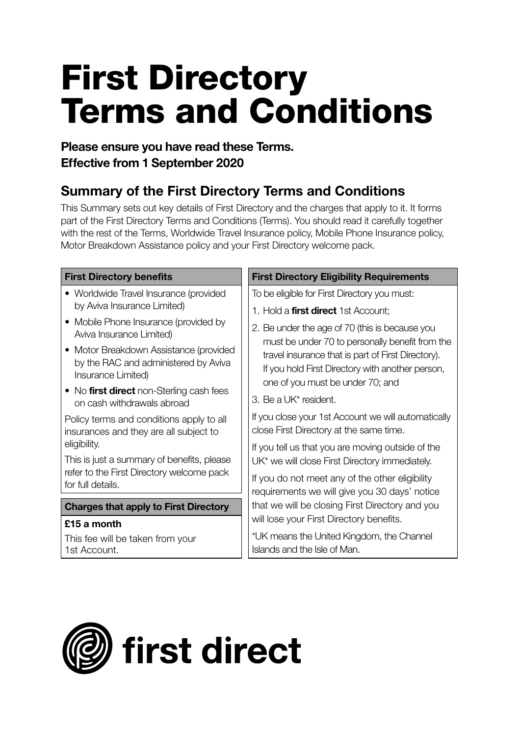# First Directory Terms and Conditions

**Please ensure you have read these Terms.**
**Effective from 1 September 2020**

## Summary of the First Directory Terms and Conditions

This Summary sets out key details of First Directory and the charges that apply to it. It forms part of the First Directory Terms and Conditions (Terms). You should read it carefully together with the rest of the Terms, Worldwide Travel Insurance policy, Mobile Phone Insurance policy, Motor Breakdown Assistance policy and your First Directory welcome pack.

### First Directory benefits

- Worldwide Travel Insurance (provided by Aviva Insurance Limited)
- Mobile Phone Insurance (provided by Aviva Insurance Limited)
- Motor Breakdown Assistance (provided by the RAC and administered by Aviva Insurance Limited)
- No **first direct** non-Sterling cash fees on cash withdrawals abroad

Policy terms and conditions apply to all insurances and they are all subject to eligibility.

This is just a summary of benefits, please refer to the First Directory welcome pack for full details.

### Charges that apply to First Directory

**£15 a month**

This fee will be taken from your 1st Account.

### First Directory Eligibility Requirements

To be eligible for First Directory you must:

1. Hold a **first direct** 1st Account;
2. Be under the age of 70 (this is because you must be under 70 to personally benefit from the travel insurance that is part of First Directory). If you hold First Directory with another person, one of you must be under 70; and
3. Be a UK* resident.

If you close your 1st Account we will automatically close First Directory at the same time.

If you tell us that you are moving outside of the UK* we will close First Directory immediately.

If you do not meet any of the other eligibility requirements we will give you 30 days' notice that we will be closing First Directory and you will lose your First Directory benefits.

*UK means the United Kingdom, the Channel Islands and the Isle of Man.

**first direct**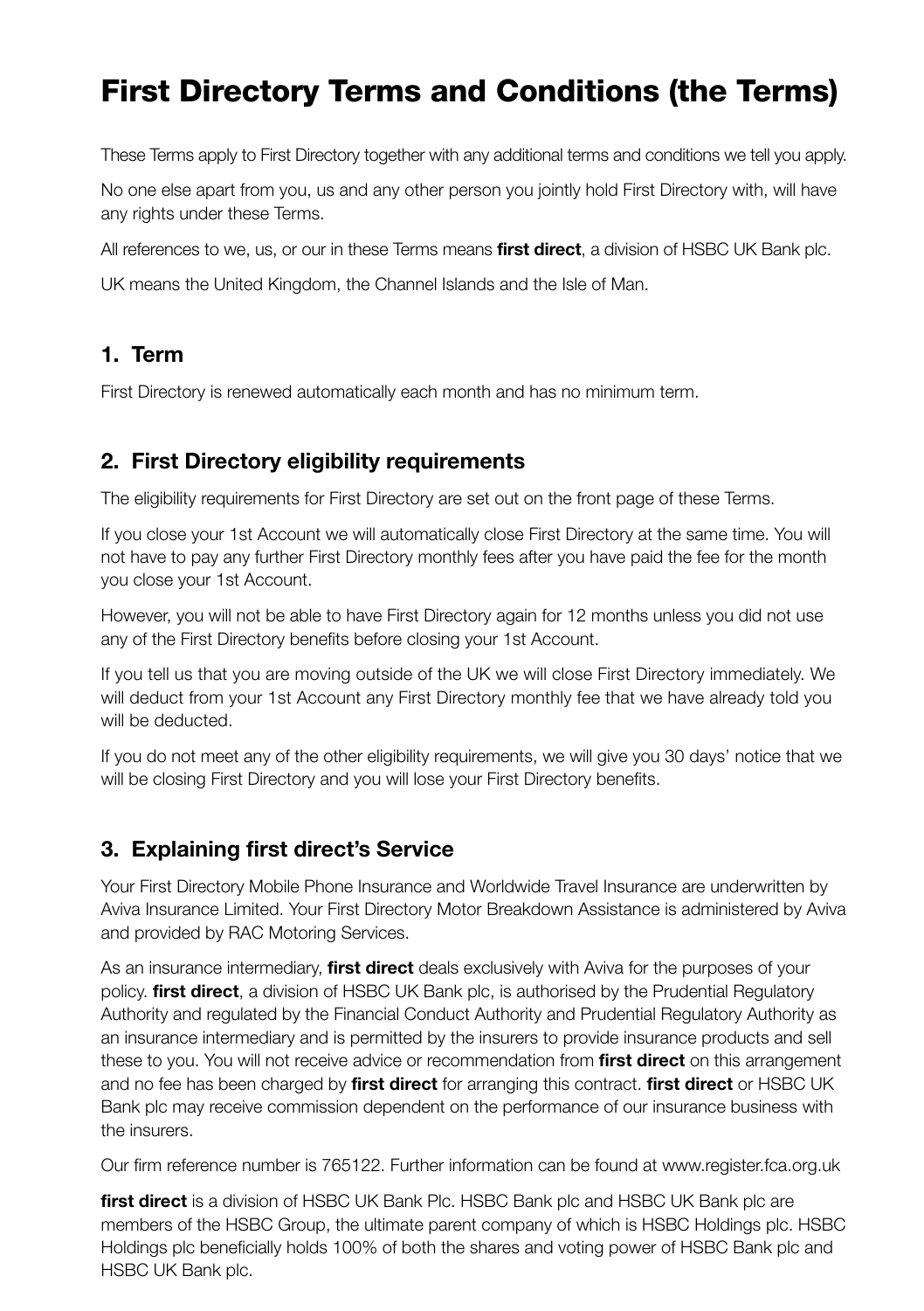# First Directory Terms and Conditions (the Terms)

These Terms apply to First Directory together with any additional terms and conditions we tell you apply.

No one else apart from you, us and any other person you jointly hold First Directory with, will have any rights under these Terms.

All references to we, us, or our in these Terms means **first direct**, a division of HSBC UK Bank plc.

UK means the United Kingdom, the Channel Islands and the Isle of Man.

## 1. Term

First Directory is renewed automatically each month and has no minimum term.

## 2. First Directory eligibility requirements

The eligibility requirements for First Directory are set out on the front page of these Terms.

If you close your 1st Account we will automatically close First Directory at the same time. You will not have to pay any further First Directory monthly fees after you have paid the fee for the month you close your 1st Account.

However, you will not be able to have First Directory again for 12 months unless you did not use any of the First Directory benefits before closing your 1st Account.

If you tell us that you are moving outside of the UK we will close First Directory immediately. We will deduct from your 1st Account any First Directory monthly fee that we have already told you will be deducted.

If you do not meet any of the other eligibility requirements, we will give you 30 days' notice that we will be closing First Directory and you will lose your First Directory benefits.

## 3. Explaining first direct's Service

Your First Directory Mobile Phone Insurance and Worldwide Travel Insurance are underwritten by Aviva Insurance Limited. Your First Directory Motor Breakdown Assistance is administered by Aviva and provided by RAC Motoring Services.

As an insurance intermediary, **first direct** deals exclusively with Aviva for the purposes of your policy. **first direct**, a division of HSBC UK Bank plc, is authorised by the Prudential Regulatory Authority and regulated by the Financial Conduct Authority and Prudential Regulatory Authority as an insurance intermediary and is permitted by the insurers to provide insurance products and sell these to you. You will not receive advice or recommendation from **first direct** on this arrangement and no fee has been charged by **first direct** for arranging this contract. **first direct** or HSBC UK Bank plc may receive commission dependent on the performance of our insurance business with the insurers.

Our firm reference number is 765122. Further information can be found at www.register.fca.org.uk

**first direct** is a division of HSBC UK Bank Plc. HSBC Bank plc and HSBC UK Bank plc are members of the HSBC Group, the ultimate parent company of which is HSBC Holdings plc. HSBC Holdings plc beneficially holds 100% of both the shares and voting power of HSBC Bank plc and HSBC UK Bank plc.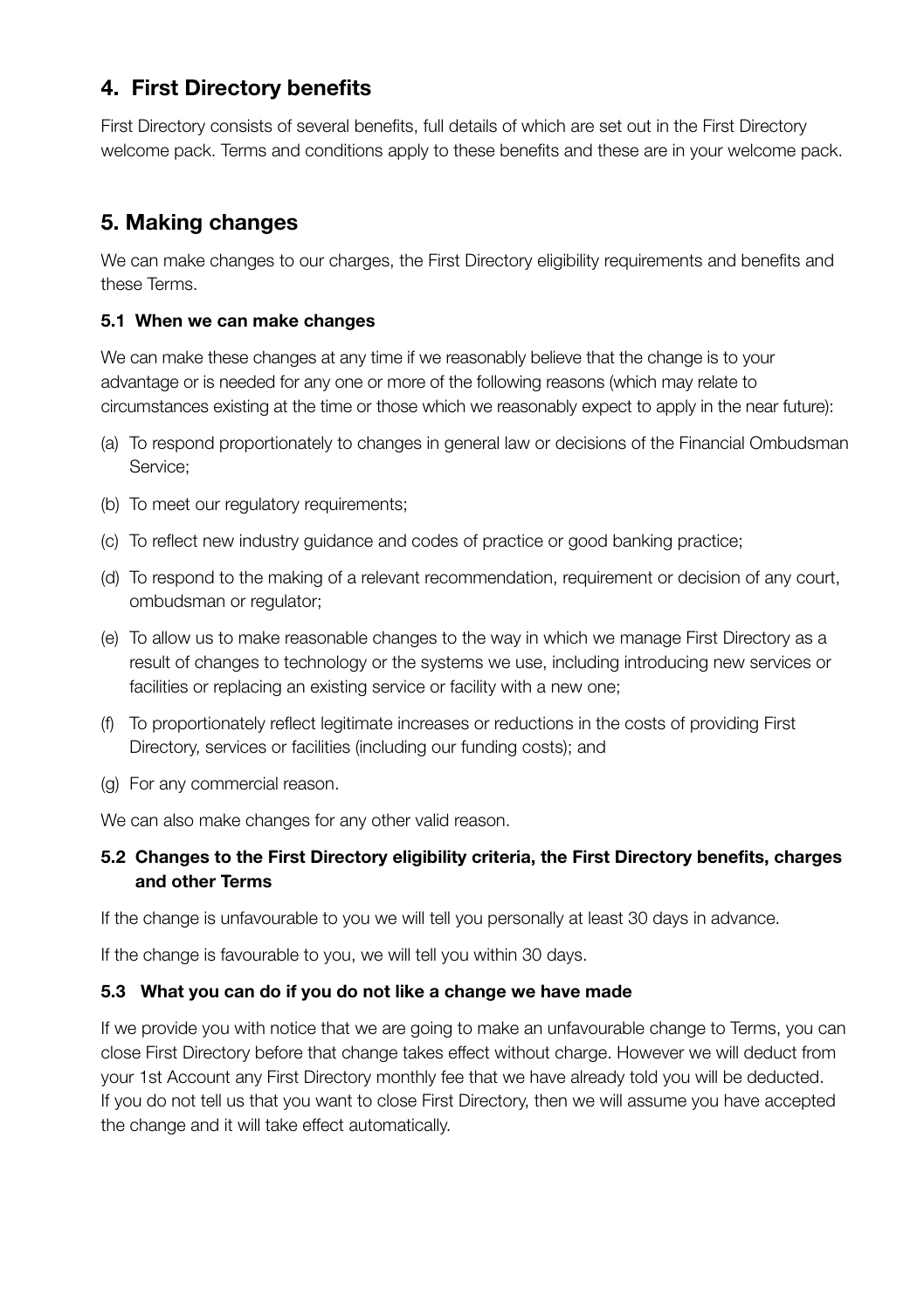## 4. First Directory benefits

First Directory consists of several benefits, full details of which are set out in the First Directory welcome pack. Terms and conditions apply to these benefits and these are in your welcome pack.

## 5. Making changes

We can make changes to our charges, the First Directory eligibility requirements and benefits and these Terms.

### 5.1 When we can make changes

We can make these changes at any time if we reasonably believe that the change is to your advantage or is needed for any one or more of the following reasons (which may relate to circumstances existing at the time or those which we reasonably expect to apply in the near future):

(a) To respond proportionately to changes in general law or decisions of the Financial Ombudsman Service;

(b) To meet our regulatory requirements;

(c) To reflect new industry guidance and codes of practice or good banking practice;

(d) To respond to the making of a relevant recommendation, requirement or decision of any court, ombudsman or regulator;

(e) To allow us to make reasonable changes to the way in which we manage First Directory as a result of changes to technology or the systems we use, including introducing new services or facilities or replacing an existing service or facility with a new one;

(f) To proportionately reflect legitimate increases or reductions in the costs of providing First Directory, services or facilities (including our funding costs); and

(g) For any commercial reason.

We can also make changes for any other valid reason.

### 5.2 Changes to the First Directory eligibility criteria, the First Directory benefits, charges and other Terms

If the change is unfavourable to you we will tell you personally at least 30 days in advance.

If the change is favourable to you, we will tell you within 30 days.

### 5.3 What you can do if you do not like a change we have made

If we provide you with notice that we are going to make an unfavourable change to Terms, you can close First Directory before that change takes effect without charge. However we will deduct from your 1st Account any First Directory monthly fee that we have already told you will be deducted. If you do not tell us that you want to close First Directory, then we will assume you have accepted the change and it will take effect automatically.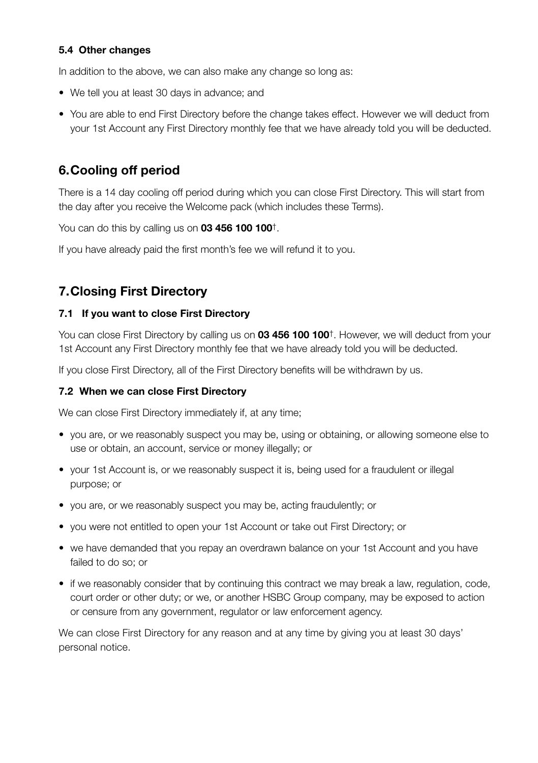### 5.4 Other changes

In addition to the above, we can also make any change so long as:

- We tell you at least 30 days in advance; and
- You are able to end First Directory before the change takes effect. However we will deduct from your 1st Account any First Directory monthly fee that we have already told you will be deducted.

## 6. Cooling off period

There is a 14 day cooling off period during which you can close First Directory. This will start from the day after you receive the Welcome pack (which includes these Terms).

You can do this by calling us on **03 456 100 100**†.

If you have already paid the first month's fee we will refund it to you.

## 7. Closing First Directory

### 7.1 If you want to close First Directory

You can close First Directory by calling us on **03 456 100 100**†. However, we will deduct from your 1st Account any First Directory monthly fee that we have already told you will be deducted.

If you close First Directory, all of the First Directory benefits will be withdrawn by us.

### 7.2 When we can close First Directory

We can close First Directory immediately if, at any time;

- you are, or we reasonably suspect you may be, using or obtaining, or allowing someone else to use or obtain, an account, service or money illegally; or
- your 1st Account is, or we reasonably suspect it is, being used for a fraudulent or illegal purpose; or
- you are, or we reasonably suspect you may be, acting fraudulently; or
- you were not entitled to open your 1st Account or take out First Directory; or
- we have demanded that you repay an overdrawn balance on your 1st Account and you have failed to do so; or
- if we reasonably consider that by continuing this contract we may break a law, regulation, code, court order or other duty; or we, or another HSBC Group company, may be exposed to action or censure from any government, regulator or law enforcement agency.

We can close First Directory for any reason and at any time by giving you at least 30 days' personal notice.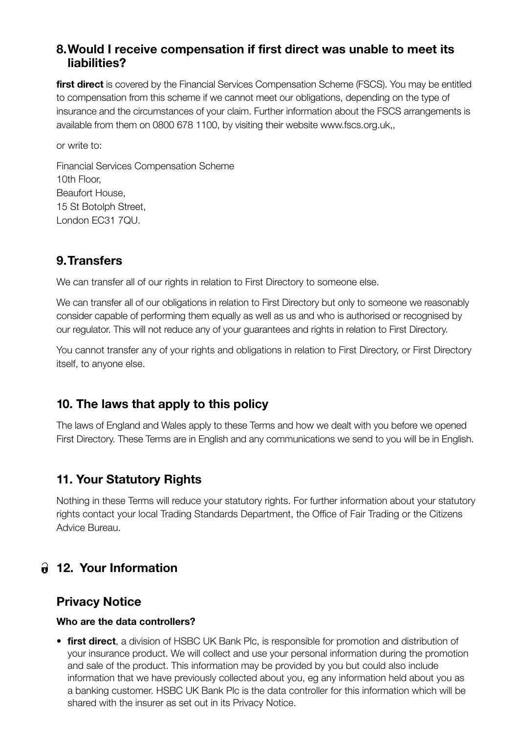## 8. Would I receive compensation if first direct was unable to meet its liabilities?

**first direct** is covered by the Financial Services Compensation Scheme (FSCS). You may be entitled to compensation from this scheme if we cannot meet our obligations, depending on the type of insurance and the circumstances of your claim. Further information about the FSCS arrangements is available from them on 0800 678 1100, by visiting their website www.fscs.org.uk,,

or write to:

Financial Services Compensation Scheme
10th Floor,
Beaufort House,
15 St Botolph Street,
London EC31 7QU.

## 9. Transfers

We can transfer all of our rights in relation to First Directory to someone else.

We can transfer all of our obligations in relation to First Directory but only to someone we reasonably consider capable of performing them equally as well as us and who is authorised or recognised by our regulator. This will not reduce any of your guarantees and rights in relation to First Directory.

You cannot transfer any of your rights and obligations in relation to First Directory, or First Directory itself, to anyone else.

## 10. The laws that apply to this policy

The laws of England and Wales apply to these Terms and how we dealt with you before we opened First Directory. These Terms are in English and any communications we send to you will be in English.

## 11. Your Statutory Rights

Nothing in these Terms will reduce your statutory rights. For further information about your statutory rights contact your local Trading Standards Department, the Office of Fair Trading or the Citizens Advice Bureau.

## 12. Your Information

## Privacy Notice

**Who are the data controllers?**

- **first direct**, a division of HSBC UK Bank Plc, is responsible for promotion and distribution of your insurance product. We will collect and use your personal information during the promotion and sale of the product. This information may be provided by you but could also include information that we have previously collected about you, eg any information held about you as a banking customer. HSBC UK Bank Plc is the data controller for this information which will be shared with the insurer as set out in its Privacy Notice.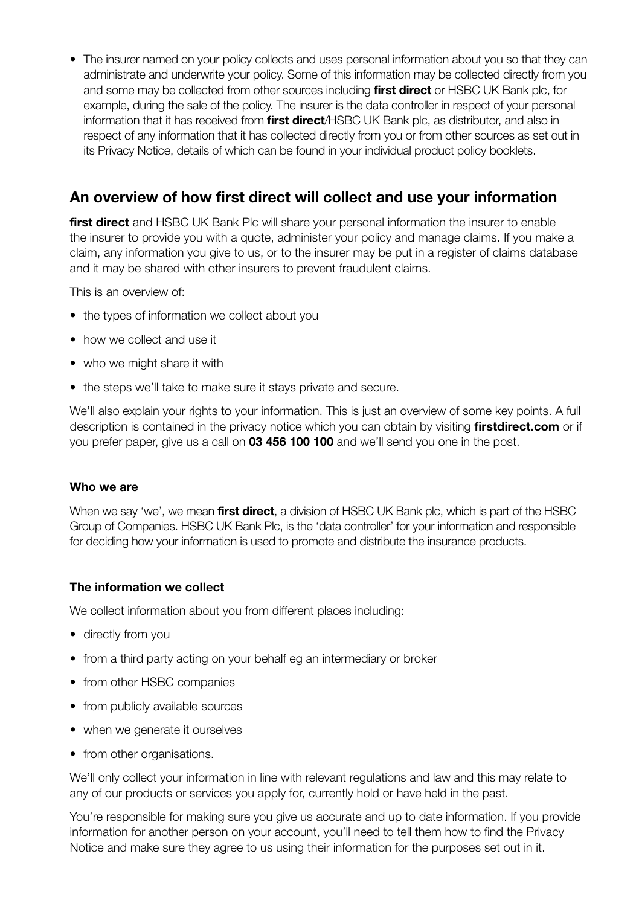- The insurer named on your policy collects and uses personal information about you so that they can administrate and underwrite your policy. Some of this information may be collected directly from you and some may be collected from other sources including **first direct** or HSBC UK Bank plc, for example, during the sale of the policy. The insurer is the data controller in respect of your personal information that it has received from **first direct**/HSBC UK Bank plc, as distributor, and also in respect of any information that it has collected directly from you or from other sources as set out in its Privacy Notice, details of which can be found in your individual product policy booklets.

## An overview of how first direct will collect and use your information

**first direct** and HSBC UK Bank Plc will share your personal information the insurer to enable the insurer to provide you with a quote, administer your policy and manage claims. If you make a claim, any information you give to us, or to the insurer may be put in a register of claims database and it may be shared with other insurers to prevent fraudulent claims.

This is an overview of:

- the types of information we collect about you
- how we collect and use it
- who we might share it with
- the steps we'll take to make sure it stays private and secure.

We'll also explain your rights to your information. This is just an overview of some key points. A full description is contained in the privacy notice which you can obtain by visiting **firstdirect.com** or if you prefer paper, give us a call on **03 456 100 100** and we'll send you one in the post.

### Who we are

When we say 'we', we mean **first direct**, a division of HSBC UK Bank plc, which is part of the HSBC Group of Companies. HSBC UK Bank Plc, is the 'data controller' for your information and responsible for deciding how your information is used to promote and distribute the insurance products.

### The information we collect

We collect information about you from different places including:

- directly from you
- from a third party acting on your behalf eg an intermediary or broker
- from other HSBC companies
- from publicly available sources
- when we generate it ourselves
- from other organisations.

We'll only collect your information in line with relevant regulations and law and this may relate to any of our products or services you apply for, currently hold or have held in the past.

You're responsible for making sure you give us accurate and up to date information. If you provide information for another person on your account, you'll need to tell them how to find the Privacy Notice and make sure they agree to us using their information for the purposes set out in it.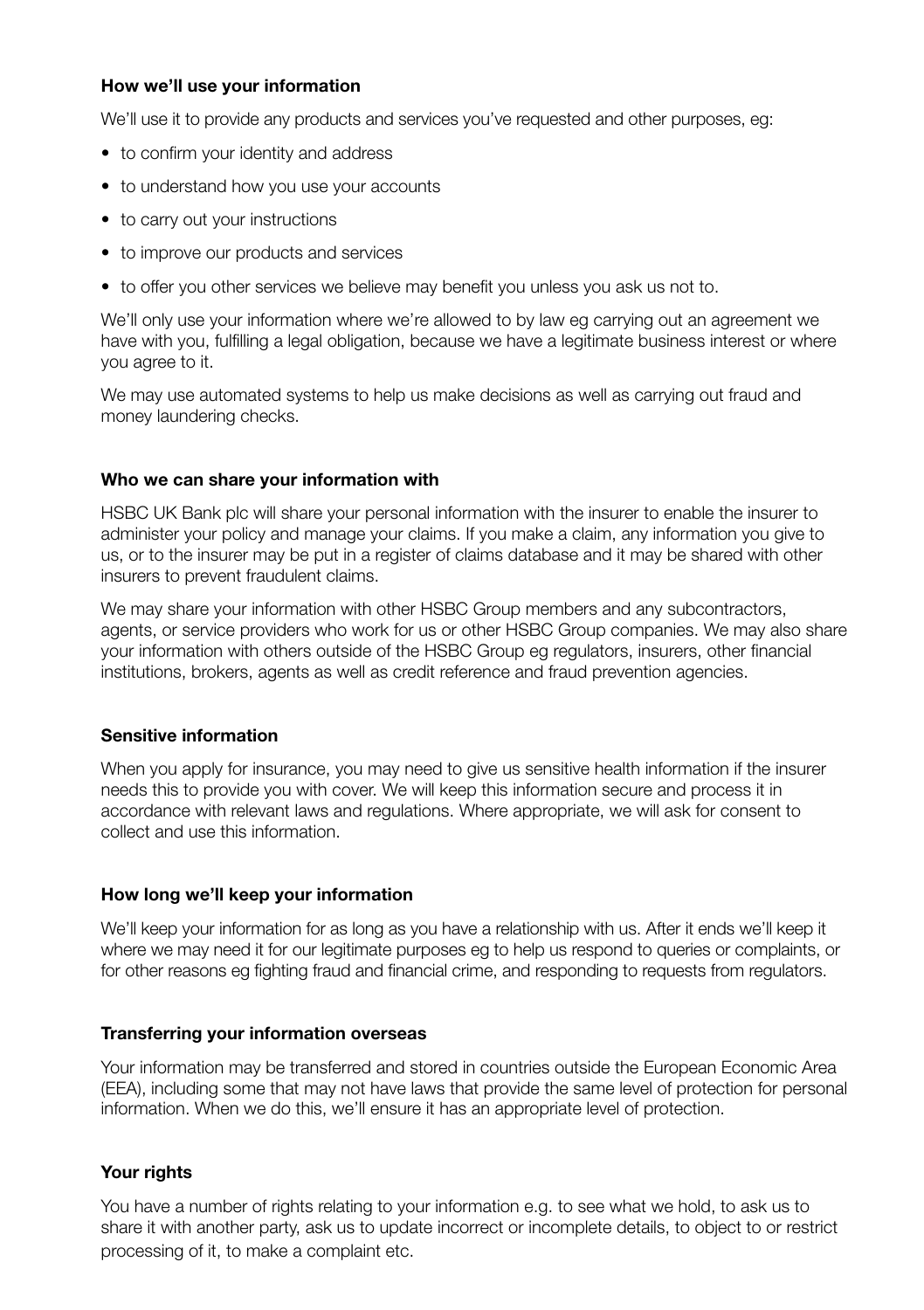### How we'll use your information

We'll use it to provide any products and services you've requested and other purposes, eg:

- to confirm your identity and address
- to understand how you use your accounts
- to carry out your instructions
- to improve our products and services
- to offer you other services we believe may benefit you unless you ask us not to.

We'll only use your information where we're allowed to by law eg carrying out an agreement we have with you, fulfilling a legal obligation, because we have a legitimate business interest or where you agree to it.

We may use automated systems to help us make decisions as well as carrying out fraud and money laundering checks.

### Who we can share your information with

HSBC UK Bank plc will share your personal information with the insurer to enable the insurer to administer your policy and manage your claims. If you make a claim, any information you give to us, or to the insurer may be put in a register of claims database and it may be shared with other insurers to prevent fraudulent claims.

We may share your information with other HSBC Group members and any subcontractors, agents, or service providers who work for us or other HSBC Group companies. We may also share your information with others outside of the HSBC Group eg regulators, insurers, other financial institutions, brokers, agents as well as credit reference and fraud prevention agencies.

### Sensitive information

When you apply for insurance, you may need to give us sensitive health information if the insurer needs this to provide you with cover. We will keep this information secure and process it in accordance with relevant laws and regulations. Where appropriate, we will ask for consent to collect and use this information.

### How long we'll keep your information

We'll keep your information for as long as you have a relationship with us. After it ends we'll keep it where we may need it for our legitimate purposes eg to help us respond to queries or complaints, or for other reasons eg fighting fraud and financial crime, and responding to requests from regulators.

### Transferring your information overseas

Your information may be transferred and stored in countries outside the European Economic Area (EEA), including some that may not have laws that provide the same level of protection for personal information. When we do this, we'll ensure it has an appropriate level of protection.

### Your rights

You have a number of rights relating to your information e.g. to see what we hold, to ask us to share it with another party, ask us to update incorrect or incomplete details, to object to or restrict processing of it, to make a complaint etc.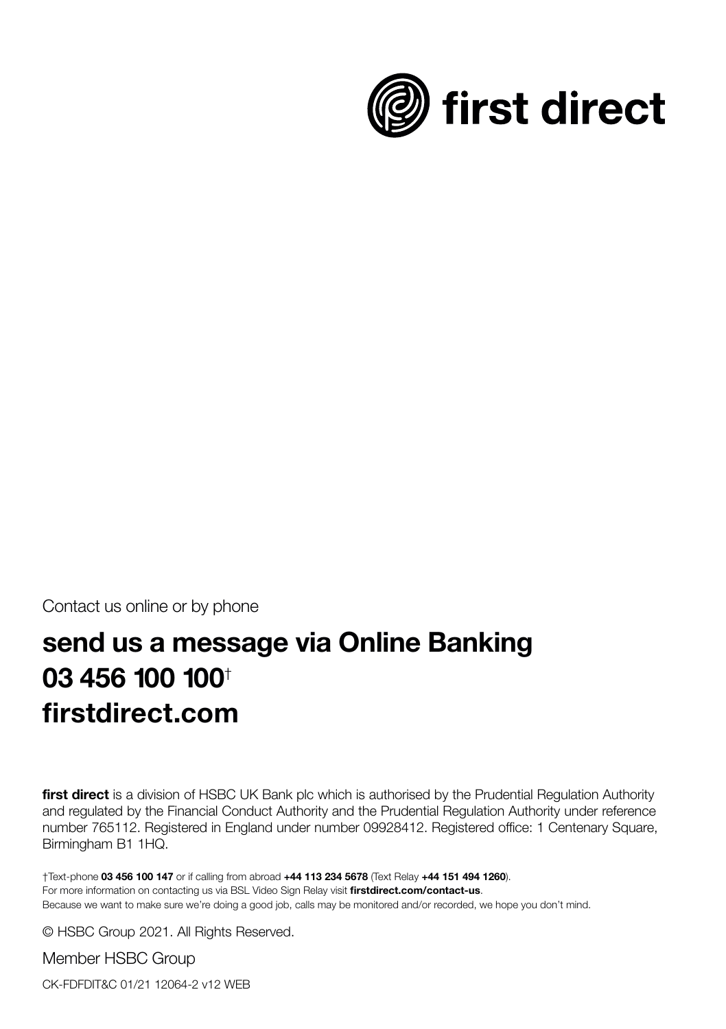**first direct**

Contact us online or by phone

**send us a message via Online Banking**
**03 456 100 100†**
**firstdirect.com**

**first direct** is a division of HSBC UK Bank plc which is authorised by the Prudential Regulation Authority and regulated by the Financial Conduct Authority and the Prudential Regulation Authority under reference number 765112. Registered in England under number 09928412. Registered office: 1 Centenary Square, Birmingham B1 1HQ.

†Text-phone **03 456 100 147** or if calling from abroad **+44 113 234 5678** (Text Relay **+44 151 494 1260**).
For more information on contacting us via BSL Video Sign Relay visit **firstdirect.com/contact-us**.
Because we want to make sure we're doing a good job, calls may be monitored and/or recorded, we hope you don't mind.

© HSBC Group 2021. All Rights Reserved.

Member HSBC Group

CK-FDFDIT&C 01/21 12064-2 v12 WEB